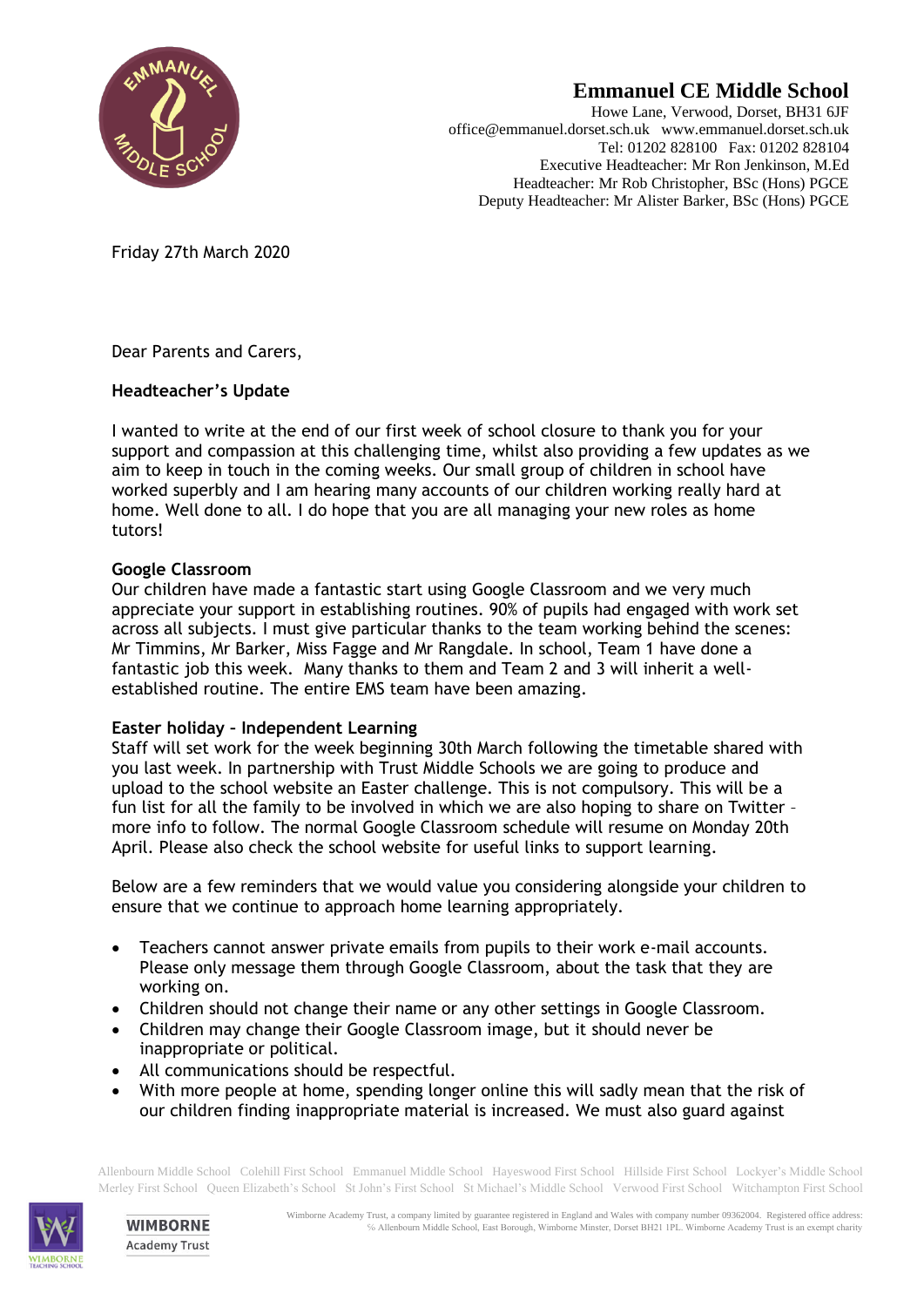# Emmanuel CE Middle School

Howe Lane, Verwood, Dorset, BH31 6JF
office@emmanuel.dorset.sch.uk www.emmanuel.dorset.sch.uk
Tel: 01202 828100 Fax: 01202 828104
Executive Headteacher: Mr Ron Jenkinson, M.Ed
Headteacher: Mr Rob Christopher, BSc (Hons) PGCE
Deputy Headteacher: Mr Alister Barker, BSc (Hons) PGCE

Friday 27th March 2020

Dear Parents and Carers,

**Headteacher's Update**

I wanted to write at the end of our first week of school closure to thank you for your support and compassion at this challenging time, whilst also providing a few updates as we aim to keep in touch in the coming weeks. Our small group of children in school have worked superbly and I am hearing many accounts of our children working really hard at home. Well done to all. I do hope that you are all managing your new roles as home tutors!

**Google Classroom**
Our children have made a fantastic start using Google Classroom and we very much appreciate your support in establishing routines. 90% of pupils had engaged with work set across all subjects. I must give particular thanks to the team working behind the scenes: Mr Timmins, Mr Barker, Miss Fagge and Mr Rangdale. In school, Team 1 have done a fantastic job this week. Many thanks to them and Team 2 and 3 will inherit a well-established routine. The entire EMS team have been amazing.

**Easter holiday – Independent Learning**
Staff will set work for the week beginning 30th March following the timetable shared with you last week. In partnership with Trust Middle Schools we are going to produce and upload to the school website an Easter challenge. This is not compulsory. This will be a fun list for all the family to be involved in which we are also hoping to share on Twitter – more info to follow. The normal Google Classroom schedule will resume on Monday 20th April. Please also check the school website for useful links to support learning.

Below are a few reminders that we would value you considering alongside your children to ensure that we continue to approach home learning appropriately.

- Teachers cannot answer private emails from pupils to their work e-mail accounts. Please only message them through Google Classroom, about the task that they are working on.
- Children should not change their name or any other settings in Google Classroom.
- Children may change their Google Classroom image, but it should never be inappropriate or political.
- All communications should be respectful.
- With more people at home, spending longer online this will sadly mean that the risk of our children finding inappropriate material is increased. We must also guard against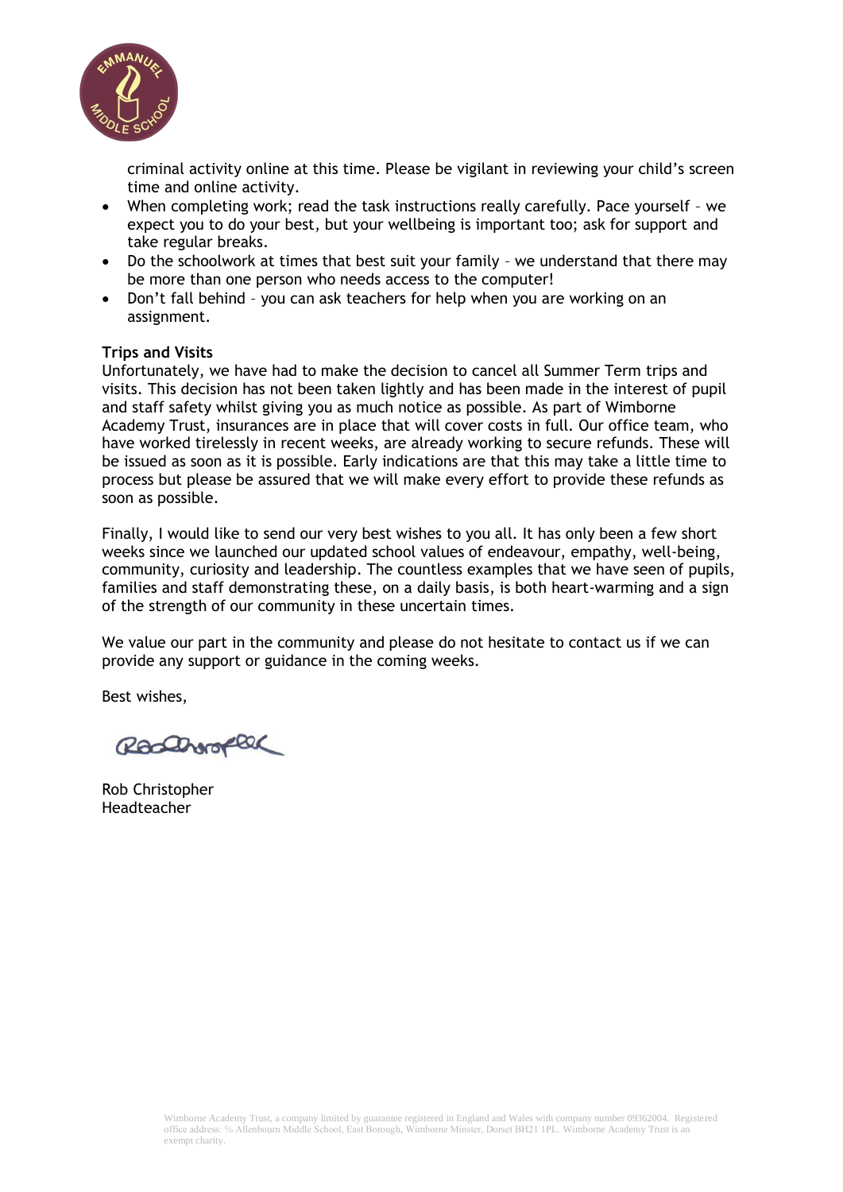criminal activity online at this time. Please be vigilant in reviewing your child's screen time and online activity.

- When completing work; read the task instructions really carefully. Pace yourself – we expect you to do your best, but your wellbeing is important too; ask for support and take regular breaks.
- Do the schoolwork at times that best suit your family – we understand that there may be more than one person who needs access to the computer!
- Don't fall behind – you can ask teachers for help when you are working on an assignment.

**Trips and Visits**

Unfortunately, we have had to make the decision to cancel all Summer Term trips and visits. This decision has not been taken lightly and has been made in the interest of pupil and staff safety whilst giving you as much notice as possible. As part of Wimborne Academy Trust, insurances are in place that will cover costs in full. Our office team, who have worked tirelessly in recent weeks, are already working to secure refunds. These will be issued as soon as it is possible. Early indications are that this may take a little time to process but please be assured that we will make every effort to provide these refunds as soon as possible.

Finally, I would like to send our very best wishes to you all. It has only been a few short weeks since we launched our updated school values of endeavour, empathy, well-being, community, curiosity and leadership. The countless examples that we have seen of pupils, families and staff demonstrating these, on a daily basis, is both heart-warming and a sign of the strength of our community in these uncertain times.

We value our part in the community and please do not hesitate to contact us if we can provide any support or guidance in the coming weeks.

Best wishes,

Rob Christopher
Headteacher

Wimborne Academy Trust, a company limited by guarantee registered in England and Wales with company number 09362004. Registered office address: c/o Allenbourn Middle School, East Borough, Wimborne Minster, Dorset BH21 1PL. Wimborne Academy Trust is an exempt charity.